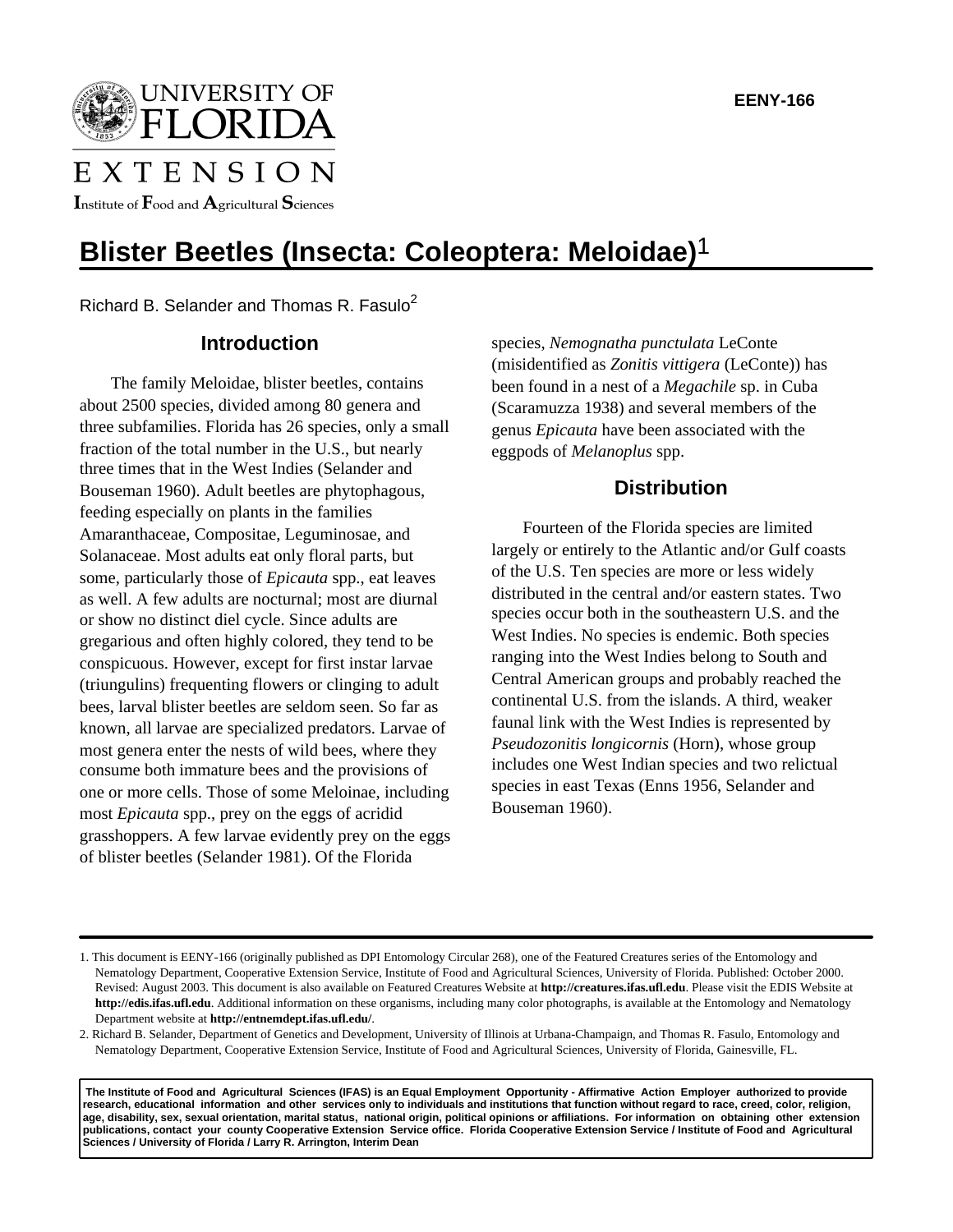EENY-166

# Blister Beetles (Insecta: Coleoptera: Meloidae)[1]

Richard B. Selander and Thomas R. Fasulo[2]

## Introduction

The family Meloidae, blister beetles, contains about 2500 species, divided among 80 genera and three subfamilies. Florida has 26 species, only a small fraction of the total number in the U.S., but nearly three times that in the West Indies (Selander and Bouseman 1960). Adult beetles are phytophagous, feeding especially on plants in the families Amaranthaceae, Compositae, Leguminosae, and Solanaceae. Most adults eat only floral parts, but some, particularly those of *Epicauta* spp., eat leaves as well. A few adults are nocturnal; most are diurnal or show no distinct diel cycle. Since adults are gregarious and often highly colored, they tend to be conspicuous. However, except for first instar larvae (triungulins) frequenting flowers or clinging to adult bees, larval blister beetles are seldom seen. So far as known, all larvae are specialized predators. Larvae of most genera enter the nests of wild bees, where they consume both immature bees and the provisions of one or more cells. Those of some Meloinae, including most *Epicauta* spp., prey on the eggs of acridid grasshoppers. A few larvae evidently prey on the eggs of blister beetles (Selander 1981). Of the Florida species, *Nemognatha punctulata* LeConte (misidentified as *Zonitis vittigera* (LeConte)) has been found in a nest of a *Megachile* sp. in Cuba (Scaramuzza 1938) and several members of the genus *Epicauta* have been associated with the eggpods of *Melanoplus* spp.

## Distribution

Fourteen of the Florida species are limited largely or entirely to the Atlantic and/or Gulf coasts of the U.S. Ten species are more or less widely distributed in the central and/or eastern states. Two species occur both in the southeastern U.S. and the West Indies. No species is endemic. Both species ranging into the West Indies belong to South and Central American groups and probably reached the continental U.S. from the islands. A third, weaker faunal link with the West Indies is represented by *Pseudozonitis longicornis* (Horn), whose group includes one West Indian species and two relictual species in east Texas (Enns 1956, Selander and Bouseman 1960).

---

1. This document is EENY-166 (originally published as DPI Entomology Circular 268), one of the Featured Creatures series of the Entomology and Nematology Department, Cooperative Extension Service, Institute of Food and Agricultural Sciences, University of Florida. Published: October 2000. Revised: August 2003. This document is also available on Featured Creatures Website at **http://creatures.ifas.ufl.edu**. Please visit the EDIS Website at **http://edis.ifas.ufl.edu**. Additional information on these organisms, including many color photographs, is available at the Entomology and Nematology Department website at **http://entnemdept.ifas.ufl.edu/**.

2. Richard B. Selander, Department of Genetics and Development, University of Illinois at Urbana-Champaign, and Thomas R. Fasulo, Entomology and Nematology Department, Cooperative Extension Service, Institute of Food and Agricultural Sciences, University of Florida, Gainesville, FL.

**The Institute of Food and Agricultural Sciences (IFAS) is an Equal Employment Opportunity - Affirmative Action Employer authorized to provide research, educational information and other services only to individuals and institutions that function without regard to race, creed, color, religion, age, disability, sex, sexual orientation, marital status, national origin, political opinions or affiliations. For information on obtaining other extension publications, contact your county Cooperative Extension Service office. Florida Cooperative Extension Service / Institute of Food and Agricultural Sciences / University of Florida / Larry R. Arrington, Interim Dean**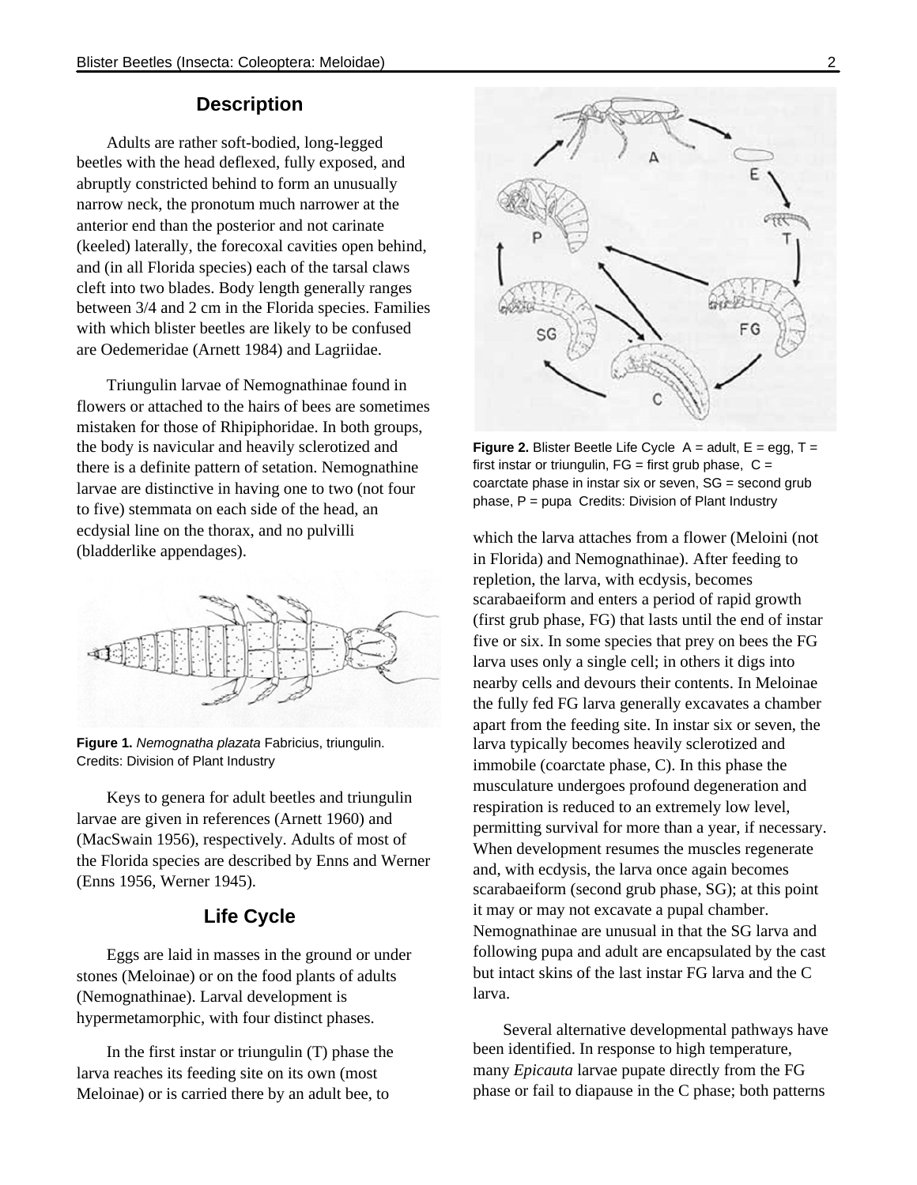## Description

Adults are rather soft-bodied, long-legged beetles with the head deflexed, fully exposed, and abruptly constricted behind to form an unusually narrow neck, the pronotum much narrower at the anterior end than the posterior and not carinate (keeled) laterally, the forecoxal cavities open behind, and (in all Florida species) each of the tarsal claws cleft into two blades. Body length generally ranges between 3/4 and 2 cm in the Florida species. Families with which blister beetles are likely to be confused are Oedemeridae (Arnett 1984) and Lagriidae.

Triungulin larvae of Nemognathinae found in flowers or attached to the hairs of bees are sometimes mistaken for those of Rhipiphoridae. In both groups, the body is navicular and heavily sclerotized and there is a definite pattern of setation. Nemognathine larvae are distinctive in having one to two (not four to five) stemmata on each side of the head, an ecdysial line on the thorax, and no pulvilli (bladderlike appendages).

**Figure 1.** *Nemognatha plazata* Fabricius, triungulin. Credits: Division of Plant Industry

Keys to genera for adult beetles and triungulin larvae are given in references (Arnett 1960) and (MacSwain 1956), respectively. Adults of most of the Florida species are described by Enns and Werner (Enns 1956, Werner 1945).

## Life Cycle

Eggs are laid in masses in the ground or under stones (Meloinae) or on the food plants of adults (Nemognathinae). Larval development is hypermetamorphic, with four distinct phases.

In the first instar or triungulin (T) phase the larva reaches its feeding site on its own (most Meloinae) or is carried there by an adult bee, to which the larva attaches from a flower (Meloini (not in Florida) and Nemognathinae). After feeding to repletion, the larva, with ecdysis, becomes scarabaeiform and enters a period of rapid growth (first grub phase, FG) that lasts until the end of instar five or six. In some species that prey on bees the FG larva uses only a single cell; in others it digs into nearby cells and devours their contents. In Meloinae the fully fed FG larva generally excavates a chamber apart from the feeding site. In instar six or seven, the larva typically becomes heavily sclerotized and immobile (coarctate phase, C). In this phase the musculature undergoes profound degeneration and respiration is reduced to an extremely low level, permitting survival for more than a year, if necessary. When development resumes the muscles regenerate and, with ecdysis, the larva once again becomes scarabaeiform (second grub phase, SG); at this point it may or may not excavate a pupal chamber. Nemognathinae are unusual in that the SG larva and following pupa and adult are encapsulated by the cast but intact skins of the last instar FG larva and the C larva.

**Figure 2.** Blister Beetle Life Cycle A = adult, E = egg, T = first instar or triungulin, FG = first grub phase, C = coarctate phase in instar six or seven, SG = second grub phase, P = pupa Credits: Division of Plant Industry

Several alternative developmental pathways have been identified. In response to high temperature, many *Epicauta* larvae pupate directly from the FG phase or fail to diapause in the C phase; both patterns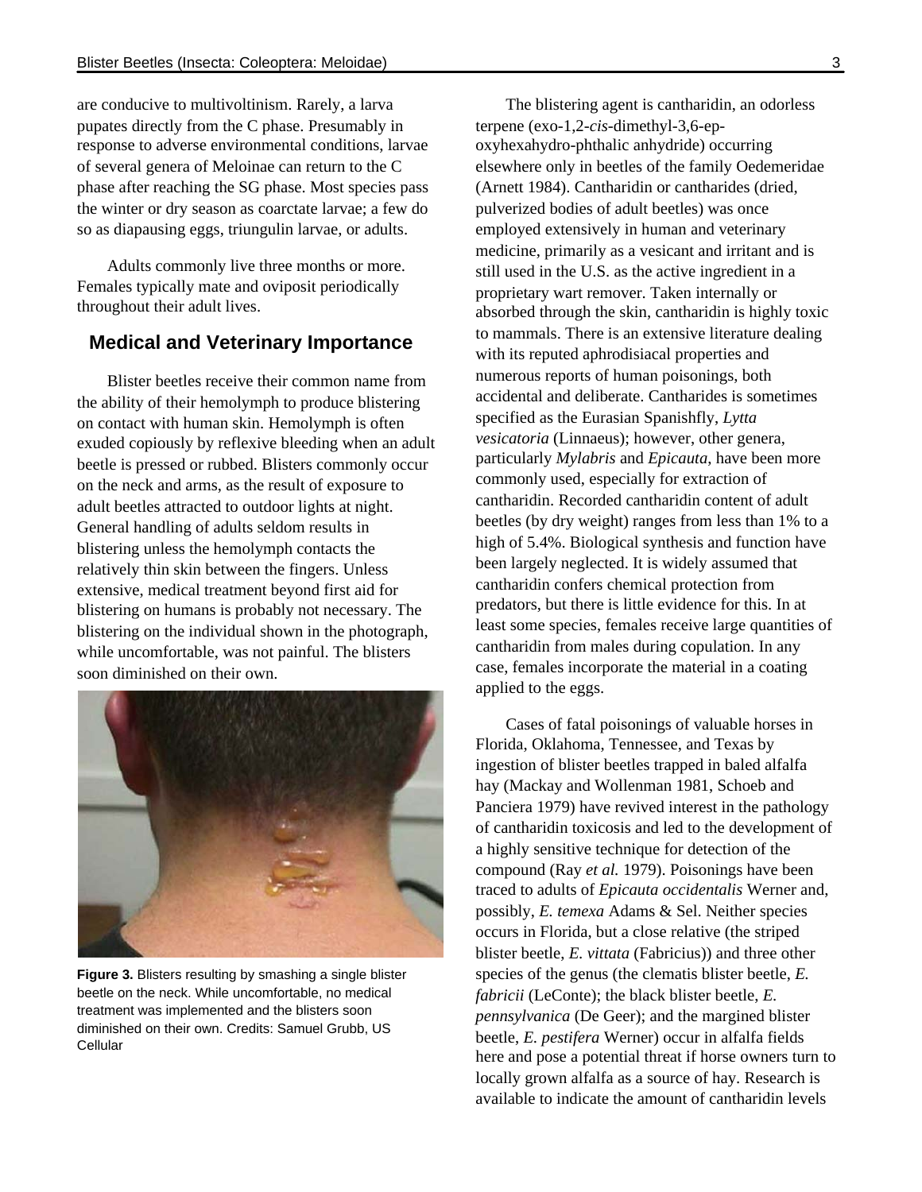are conducive to multivoltinism. Rarely, a larva pupates directly from the C phase. Presumably in response to adverse environmental conditions, larvae of several genera of Meloinae can return to the C phase after reaching the SG phase. Most species pass the winter or dry season as coarctate larvae; a few do so as diapausing eggs, triungulin larvae, or adults.

Adults commonly live three months or more. Females typically mate and oviposit periodically throughout their adult lives.

## Medical and Veterinary Importance

Blister beetles receive their common name from the ability of their hemolymph to produce blistering on contact with human skin. Hemolymph is often exuded copiously by reflexive bleeding when an adult beetle is pressed or rubbed. Blisters commonly occur on the neck and arms, as the result of exposure to adult beetles attracted to outdoor lights at night. General handling of adults seldom results in blistering unless the hemolymph contacts the relatively thin skin between the fingers. Unless extensive, medical treatment beyond first aid for blistering on humans is probably not necessary. The blistering on the individual shown in the photograph, while uncomfortable, was not painful. The blisters soon diminished on their own.

**Figure 3.** Blisters resulting by smashing a single blister beetle on the neck. While uncomfortable, no medical treatment was implemented and the blisters soon diminished on their own. Credits: Samuel Grubb, US Cellular

The blistering agent is cantharidin, an odorless terpene (exo-1,2-*cis*-dimethyl-3,6-ep-oxyhexahydro-phthalic anhydride) occurring elsewhere only in beetles of the family Oedemeridae (Arnett 1984). Cantharidin or cantharides (dried, pulverized bodies of adult beetles) was once employed extensively in human and veterinary medicine, primarily as a vesicant and irritant and is still used in the U.S. as the active ingredient in a proprietary wart remover. Taken internally or absorbed through the skin, cantharidin is highly toxic to mammals. There is an extensive literature dealing with its reputed aphrodisiacal properties and numerous reports of human poisonings, both accidental and deliberate. Cantharides is sometimes specified as the Eurasian Spanishfly, *Lytta vesicatoria* (Linnaeus); however, other genera, particularly *Mylabris* and *Epicauta*, have been more commonly used, especially for extraction of cantharidin. Recorded cantharidin content of adult beetles (by dry weight) ranges from less than 1% to a high of 5.4%. Biological synthesis and function have been largely neglected. It is widely assumed that cantharidin confers chemical protection from predators, but there is little evidence for this. In at least some species, females receive large quantities of cantharidin from males during copulation. In any case, females incorporate the material in a coating applied to the eggs.

Cases of fatal poisonings of valuable horses in Florida, Oklahoma, Tennessee, and Texas by ingestion of blister beetles trapped in baled alfalfa hay (Mackay and Wollenman 1981, Schoeb and Panciera 1979) have revived interest in the pathology of cantharidin toxicosis and led to the development of a highly sensitive technique for detection of the compound (Ray *et al.* 1979). Poisonings have been traced to adults of *Epicauta occidentalis* Werner and, possibly, *E. temexa* Adams & Sel. Neither species occurs in Florida, but a close relative (the striped blister beetle, *E. vittata* (Fabricius)) and three other species of the genus (the clematis blister beetle, *E. fabricii* (LeConte); the black blister beetle, *E. pennsylvanica* (De Geer); and the margined blister beetle, *E. pestifera* Werner) occur in alfalfa fields here and pose a potential threat if horse owners turn to locally grown alfalfa as a source of hay. Research is available to indicate the amount of cantharidin levels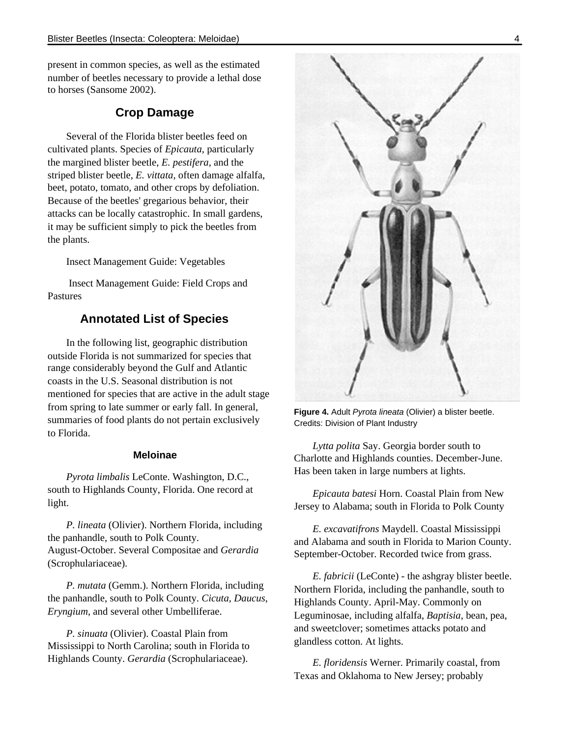present in common species, as well as the estimated number of beetles necessary to provide a lethal dose to horses (Sansome 2002).

## Crop Damage

Several of the Florida blister beetles feed on cultivated plants. Species of *Epicauta*, particularly the margined blister beetle, *E. pestifera*, and the striped blister beetle, *E. vittata*, often damage alfalfa, beet, potato, tomato, and other crops by defoliation. Because of the beetles' gregarious behavior, their attacks can be locally catastrophic. In small gardens, it may be sufficient simply to pick the beetles from the plants.

Insect Management Guide: Vegetables

Insect Management Guide: Field Crops and Pastures

## Annotated List of Species

In the following list, geographic distribution outside Florida is not summarized for species that range considerably beyond the Gulf and Atlantic coasts in the U.S. Seasonal distribution is not mentioned for species that are active in the adult stage from spring to late summer or early fall. In general, summaries of food plants do not pertain exclusively to Florida.

### Meloinae

*Pyrota limbalis* LeConte. Washington, D.C., south to Highlands County, Florida. One record at light.

*P. lineata* (Olivier). Northern Florida, including the panhandle, south to Polk County. August-October. Several Compositae and *Gerardia* (Scrophulariaceae).

*P. mutata* (Gemm.). Northern Florida, including the panhandle, south to Polk County. *Cicuta*, *Daucus*, *Eryngium*, and several other Umbelliferae.

*P. sinuata* (Olivier). Coastal Plain from Mississippi to North Carolina; south in Florida to Highlands County. *Gerardia* (Scrophulariaceae).

**Figure 4.** Adult *Pyrota lineata* (Olivier) a blister beetle. Credits: Division of Plant Industry

*Lytta polita* Say. Georgia border south to Charlotte and Highlands counties. December-June. Has been taken in large numbers at lights.

*Epicauta batesi* Horn. Coastal Plain from New Jersey to Alabama; south in Florida to Polk County

*E. excavatifrons* Maydell. Coastal Mississippi and Alabama and south in Florida to Marion County. September-October. Recorded twice from grass.

*E. fabricii* (LeConte) - the ashgray blister beetle. Northern Florida, including the panhandle, south to Highlands County. April-May. Commonly on Leguminosae, including alfalfa, *Baptisia*, bean, pea, and sweetclover; sometimes attacks potato and glandless cotton. At lights.

*E. floridensis* Werner. Primarily coastal, from Texas and Oklahoma to New Jersey; probably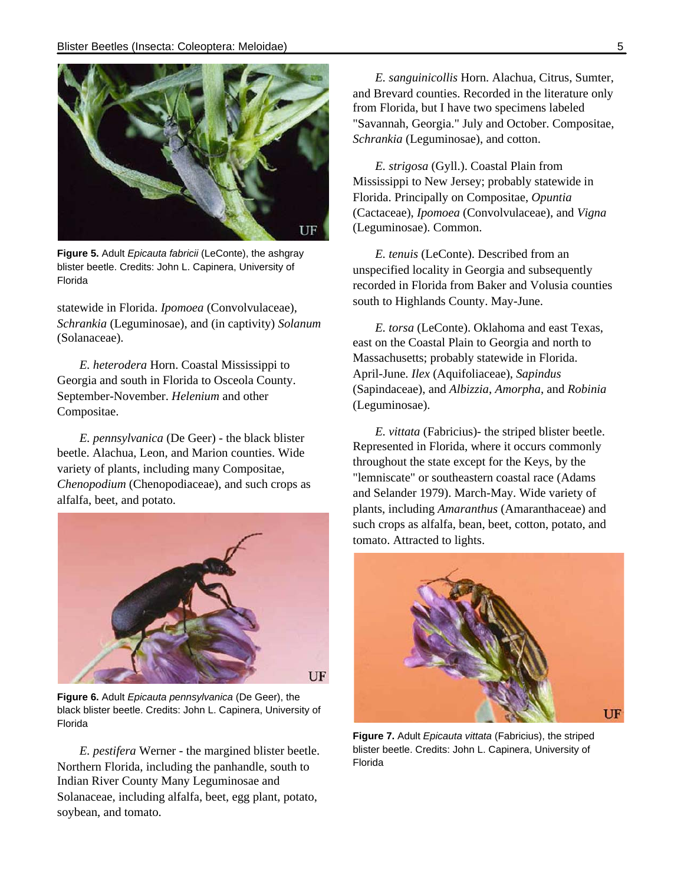Figure 5. Adult *Epicauta fabricii* (LeConte), the ashgray blister beetle. Credits: John L. Capinera, University of Florida

statewide in Florida. *Ipomoea* (Convolvulaceae), *Schrankia* (Leguminosae), and (in captivity) *Solanum* (Solanaceae).

*E. heterodera* Horn. Coastal Mississippi to Georgia and south in Florida to Osceola County. September-November. *Helenium* and other Compositae.

*E. pennsylvanica* (De Geer) - the black blister beetle. Alachua, Leon, and Marion counties. Wide variety of plants, including many Compositae, *Chenopodium* (Chenopodiaceae), and such crops as alfalfa, beet, and potato.

Figure 6. Adult *Epicauta pennsylvanica* (De Geer), the black blister beetle. Credits: John L. Capinera, University of Florida

*E. pestifera* Werner - the margined blister beetle. Northern Florida, including the panhandle, south to Indian River County Many Leguminosae and Solanaceae, including alfalfa, beet, egg plant, potato, soybean, and tomato.

*E. sanguinicollis* Horn. Alachua, Citrus, Sumter, and Brevard counties. Recorded in the literature only from Florida, but I have two specimens labeled "Savannah, Georgia." July and October. Compositae, *Schrankia* (Leguminosae), and cotton.

*E. strigosa* (Gyll.). Coastal Plain from Mississippi to New Jersey; probably statewide in Florida. Principally on Compositae, *Opuntia* (Cactaceae), *Ipomoea* (Convolvulaceae), and *Vigna* (Leguminosae). Common.

*E. tenuis* (LeConte). Described from an unspecified locality in Georgia and subsequently recorded in Florida from Baker and Volusia counties south to Highlands County. May-June.

*E. torsa* (LeConte). Oklahoma and east Texas, east on the Coastal Plain to Georgia and north to Massachusetts; probably statewide in Florida. April-June. *Ilex* (Aquifoliaceae), *Sapindus* (Sapindaceae), and *Albizzia*, *Amorpha*, and *Robinia* (Leguminosae).

*E. vittata* (Fabricius)- the striped blister beetle. Represented in Florida, where it occurs commonly throughout the state except for the Keys, by the "lemniscate" or southeastern coastal race (Adams and Selander 1979). March-May. Wide variety of plants, including *Amaranthus* (Amaranthaceae) and such crops as alfalfa, bean, beet, cotton, potato, and tomato. Attracted to lights.

Figure 7. Adult *Epicauta vittata* (Fabricius), the striped blister beetle. Credits: John L. Capinera, University of Florida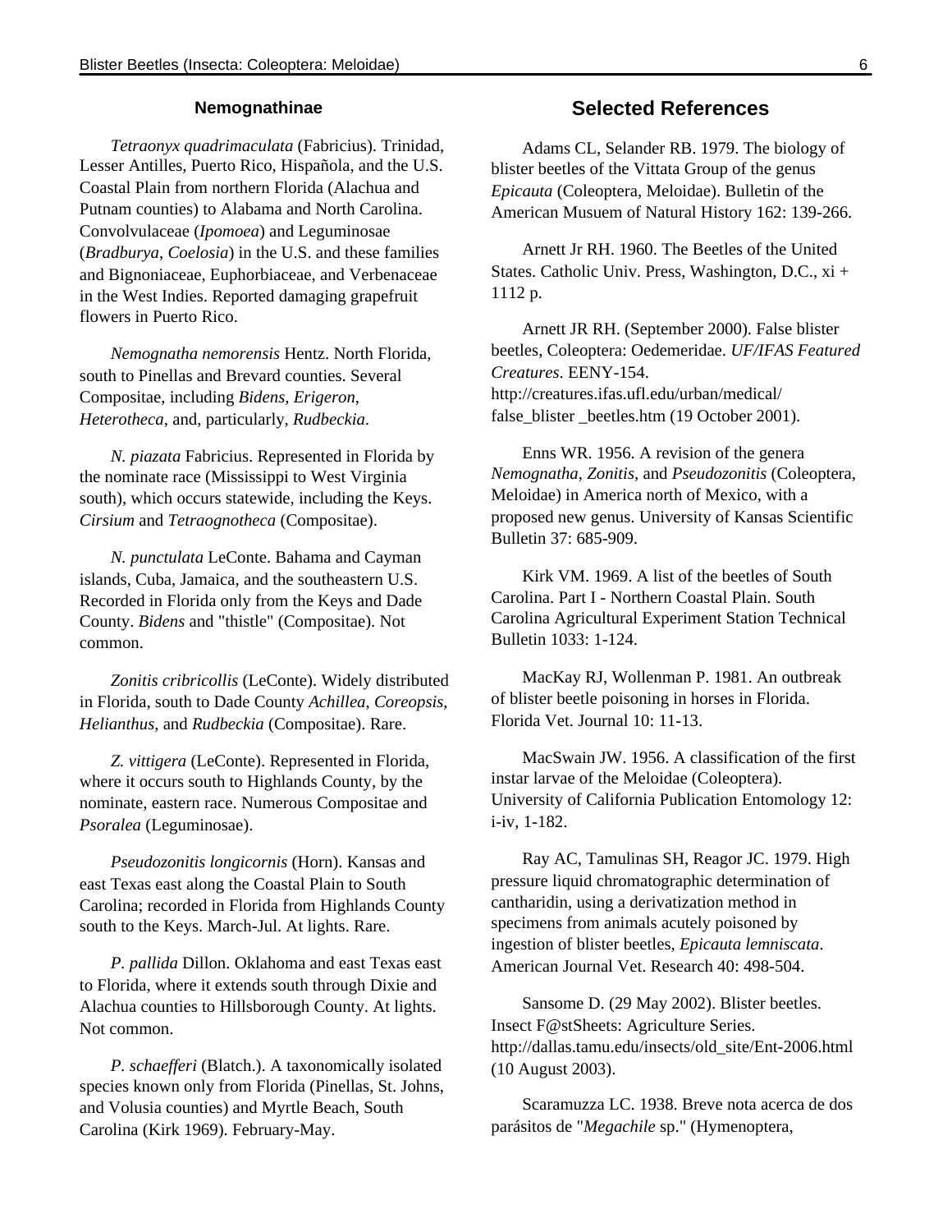### Nemognathinae

*Tetraonyx quadrimaculata* (Fabricius). Trinidad, Lesser Antilles, Puerto Rico, Hispañola, and the U.S. Coastal Plain from northern Florida (Alachua and Putnam counties) to Alabama and North Carolina. Convolvulaceae (*Ipomoea*) and Leguminosae (*Bradburya*, *Coelosia*) in the U.S. and these families and Bignoniaceae, Euphorbiaceae, and Verbenaceae in the West Indies. Reported damaging grapefruit flowers in Puerto Rico.

*Nemognatha nemorensis* Hentz. North Florida, south to Pinellas and Brevard counties. Several Compositae, including *Bidens*, *Erigeron*, *Heterotheca*, and, particularly, *Rudbeckia*.

*N. piazata* Fabricius. Represented in Florida by the nominate race (Mississippi to West Virginia south), which occurs statewide, including the Keys. *Cirsium* and *Tetraognotheca* (Compositae).

*N. punctulata* LeConte. Bahama and Cayman islands, Cuba, Jamaica, and the southeastern U.S. Recorded in Florida only from the Keys and Dade County. *Bidens* and "thistle" (Compositae). Not common.

*Zonitis cribricollis* (LeConte). Widely distributed in Florida, south to Dade County *Achillea*, *Coreopsis*, *Helianthus*, and *Rudbeckia* (Compositae). Rare.

*Z. vittigera* (LeConte). Represented in Florida, where it occurs south to Highlands County, by the nominate, eastern race. Numerous Compositae and *Psoralea* (Leguminosae).

*Pseudozonitis longicornis* (Horn). Kansas and east Texas east along the Coastal Plain to South Carolina; recorded in Florida from Highlands County south to the Keys. March-Jul. At lights. Rare.

*P. pallida* Dillon. Oklahoma and east Texas east to Florida, where it extends south through Dixie and Alachua counties to Hillsborough County. At lights. Not common.

*P. schaefferi* (Blatch.). A taxonomically isolated species known only from Florida (Pinellas, St. Johns, and Volusia counties) and Myrtle Beach, South Carolina (Kirk 1969). February-May.

## Selected References

Adams CL, Selander RB. 1979. The biology of blister beetles of the Vittata Group of the genus *Epicauta* (Coleoptera, Meloidae). Bulletin of the American Musuem of Natural History 162: 139-266.

Arnett Jr RH. 1960. The Beetles of the United States. Catholic Univ. Press, Washington, D.C., xi + 1112 p.

Arnett JR RH. (September 2000). False blister beetles, Coleoptera: Oedemeridae. *UF/IFAS Featured Creatures*. EENY-154. http://creatures.ifas.ufl.edu/urban/medical/false_blister _beetles.htm (19 October 2001).

Enns WR. 1956. A revision of the genera *Nemognatha*, *Zonitis*, and *Pseudozonitis* (Coleoptera, Meloidae) in America north of Mexico, with a proposed new genus. University of Kansas Scientific Bulletin 37: 685-909.

Kirk VM. 1969. A list of the beetles of South Carolina. Part I - Northern Coastal Plain. South Carolina Agricultural Experiment Station Technical Bulletin 1033: 1-124.

MacKay RJ, Wollenman P. 1981. An outbreak of blister beetle poisoning in horses in Florida. Florida Vet. Journal 10: 11-13.

MacSwain JW. 1956. A classification of the first instar larvae of the Meloidae (Coleoptera). University of California Publication Entomology 12: i-iv, 1-182.

Ray AC, Tamulinas SH, Reagor JC. 1979. High pressure liquid chromatographic determination of cantharidin, using a derivatization method in specimens from animals acutely poisoned by ingestion of blister beetles, *Epicauta lemniscata*. American Journal Vet. Research 40: 498-504.

Sansome D. (29 May 2002). Blister beetles. Insect F@stSheets: Agriculture Series. http://dallas.tamu.edu/insects/old_site/Ent-2006.html (10 August 2003).

Scaramuzza LC. 1938. Breve nota acerca de dos parásitos de "*Megachile* sp." (Hymenoptera,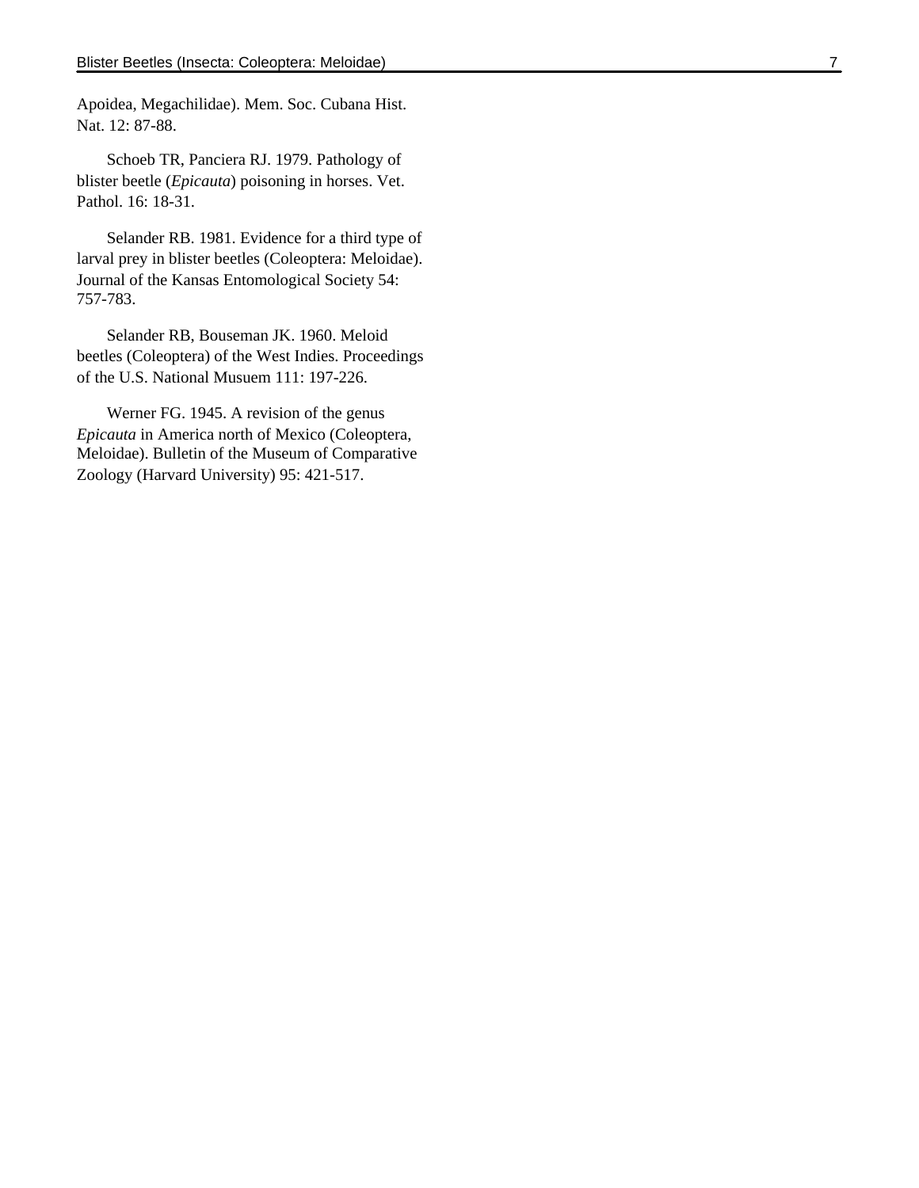Apoidea, Megachilidae). Mem. Soc. Cubana Hist. Nat. 12: 87-88.

Schoeb TR, Panciera RJ. 1979. Pathology of blister beetle (*Epicauta*) poisoning in horses. Vet. Pathol. 16: 18-31.

Selander RB. 1981. Evidence for a third type of larval prey in blister beetles (Coleoptera: Meloidae). Journal of the Kansas Entomological Society 54: 757-783.

Selander RB, Bouseman JK. 1960. Meloid beetles (Coleoptera) of the West Indies. Proceedings of the U.S. National Musuem 111: 197-226.

Werner FG. 1945. A revision of the genus *Epicauta* in America north of Mexico (Coleoptera, Meloidae). Bulletin of the Museum of Comparative Zoology (Harvard University) 95: 421-517.